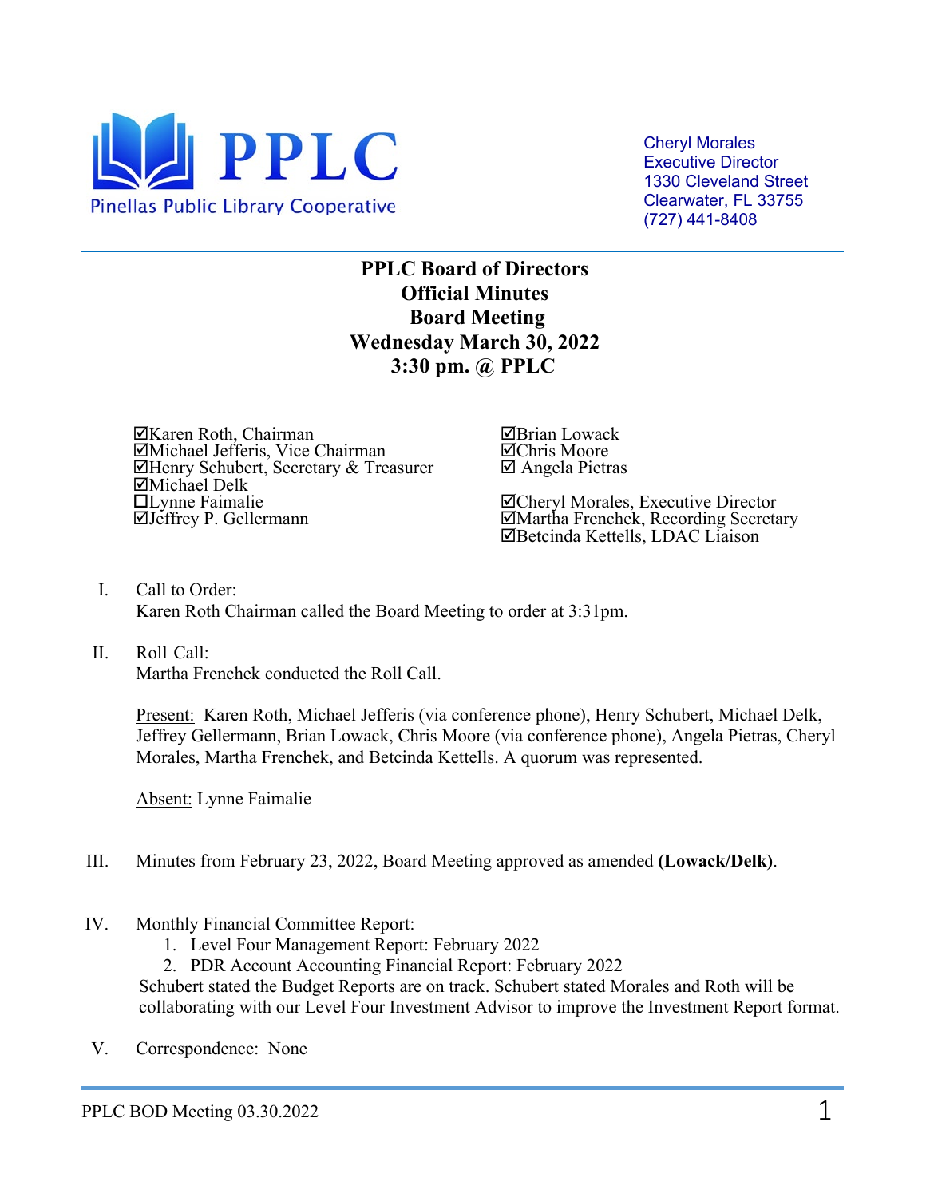PPLC

Pinellas Public Library Cooperative

Cheryl Morales
Executive Director
1330 Cleveland Street
Clearwater, FL 33755
(727) 441-8408

**PPLC Board of Directors**
**Official Minutes**
**Board Meeting**
**Wednesday March 30, 2022**
**3:30 pm. @ PPLC**

☑Karen Roth, Chairman
☑Michael Jefferis, Vice Chairman
☑Henry Schubert, Secretary & Treasurer
☑Michael Delk
☐Lynne Faimalie
☑Jeffrey P. Gellermann

☑Brian Lowack
☑Chris Moore
☑ Angela Pietras

☑Cheryl Morales, Executive Director
☑Martha Frenchek, Recording Secretary
☑Betcinda Kettells, LDAC Liaison

I. Call to Order:
Karen Roth Chairman called the Board Meeting to order at 3:31pm.

II. Roll Call:
Martha Frenchek conducted the Roll Call.

Present: Karen Roth, Michael Jefferis (via conference phone), Henry Schubert, Michael Delk, Jeffrey Gellermann, Brian Lowack, Chris Moore (via conference phone), Angela Pietras, Cheryl Morales, Martha Frenchek, and Betcinda Kettells. A quorum was represented.

Absent: Lynne Faimalie

III. Minutes from February 23, 2022, Board Meeting approved as amended **(Lowack/Delk)**.

IV. Monthly Financial Committee Report:
1. Level Four Management Report: February 2022
2. PDR Account Accounting Financial Report: February 2022

Schubert stated the Budget Reports are on track. Schubert stated Morales and Roth will be collaborating with our Level Four Investment Advisor to improve the Investment Report format.

V. Correspondence: None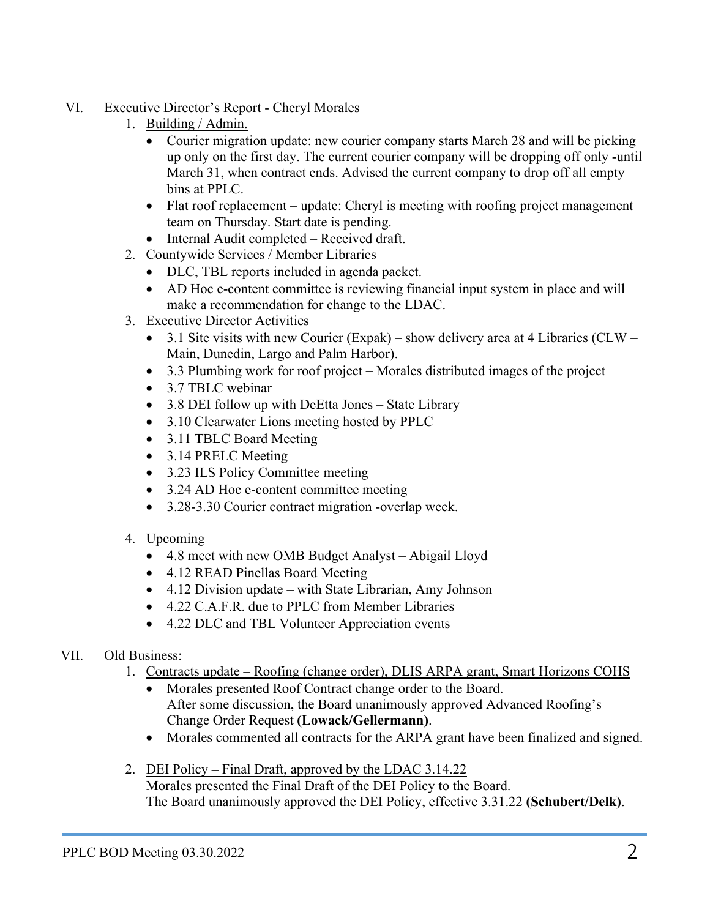VI. Executive Director's Report - Cheryl Morales

1. Building / Admin.
   - Courier migration update: new courier company starts March 28 and will be picking up only on the first day. The current courier company will be dropping off only -until March 31, when contract ends. Advised the current company to drop off all empty bins at PPLC.
   - Flat roof replacement – update: Cheryl is meeting with roofing project management team on Thursday. Start date is pending.
   - Internal Audit completed – Received draft.
2. Countywide Services / Member Libraries
   - DLC, TBL reports included in agenda packet.
   - AD Hoc e-content committee is reviewing financial input system in place and will make a recommendation for change to the LDAC.
3. Executive Director Activities
   - 3.1 Site visits with new Courier (Expak) – show delivery area at 4 Libraries (CLW – Main, Dunedin, Largo and Palm Harbor).
   - 3.3 Plumbing work for roof project – Morales distributed images of the project
   - 3.7 TBLC webinar
   - 3.8 DEI follow up with DeEtta Jones – State Library
   - 3.10 Clearwater Lions meeting hosted by PPLC
   - 3.11 TBLC Board Meeting
   - 3.14 PRELC Meeting
   - 3.23 ILS Policy Committee meeting
   - 3.24 AD Hoc e-content committee meeting
   - 3.28-3.30 Courier contract migration -overlap week.
4. Upcoming
   - 4.8 meet with new OMB Budget Analyst – Abigail Lloyd
   - 4.12 READ Pinellas Board Meeting
   - 4.12 Division update – with State Librarian, Amy Johnson
   - 4.22 C.A.F.R. due to PPLC from Member Libraries
   - 4.22 DLC and TBL Volunteer Appreciation events

VII. Old Business:

1. Contracts update – Roofing (change order), DLIS ARPA grant, Smart Horizons COHS
   - Morales presented Roof Contract change order to the Board.
     After some discussion, the Board unanimously approved Advanced Roofing's Change Order Request **(Lowack/Gellermann)**.
   - Morales commented all contracts for the ARPA grant have been finalized and signed.
2. DEI Policy – Final Draft, approved by the LDAC 3.14.22
   Morales presented the Final Draft of the DEI Policy to the Board.
   The Board unanimously approved the DEI Policy, effective 3.31.22 **(Schubert/Delk)**.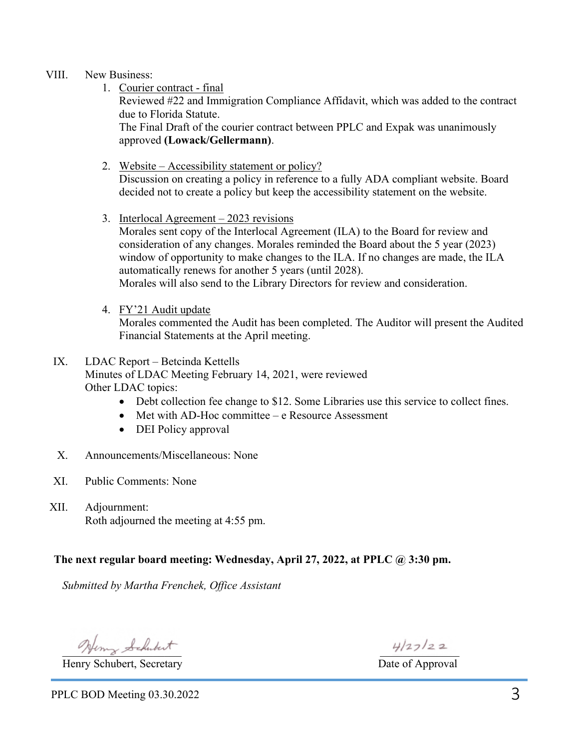VIII. New Business:

1. Courier contract - final
   Reviewed #22 and Immigration Compliance Affidavit, which was added to the contract due to Florida Statute.
   The Final Draft of the courier contract between PPLC and Expak was unanimously approved **(Lowack/Gellermann)**.

2. Website – Accessibility statement or policy?
   Discussion on creating a policy in reference to a fully ADA compliant website. Board decided not to create a policy but keep the accessibility statement on the website.

3. Interlocal Agreement – 2023 revisions
   Morales sent copy of the Interlocal Agreement (ILA) to the Board for review and consideration of any changes. Morales reminded the Board about the 5 year (2023) window of opportunity to make changes to the ILA. If no changes are made, the ILA automatically renews for another 5 years (until 2028).
   Morales will also send to the Library Directors for review and consideration.

4. FY'21 Audit update
   Morales commented the Audit has been completed. The Auditor will present the Audited Financial Statements at the April meeting.

IX. LDAC Report – Betcinda Kettells
Minutes of LDAC Meeting February 14, 2021, were reviewed
Other LDAC topics:

- Debt collection fee change to $12. Some Libraries use this service to collect fines.
- Met with AD-Hoc committee – e Resource Assessment
- DEI Policy approval

X. Announcements/Miscellaneous: None

XI. Public Comments: None

XII. Adjournment:
Roth adjourned the meeting at 4:55 pm.

**The next regular board meeting: Wednesday, April 27, 2022, at PPLC @ 3:30 pm.**

*Submitted by Martha Frenchek, Office Assistant*

Henry Schubert
Henry Schubert, Secretary

4/27/22
Date of Approval